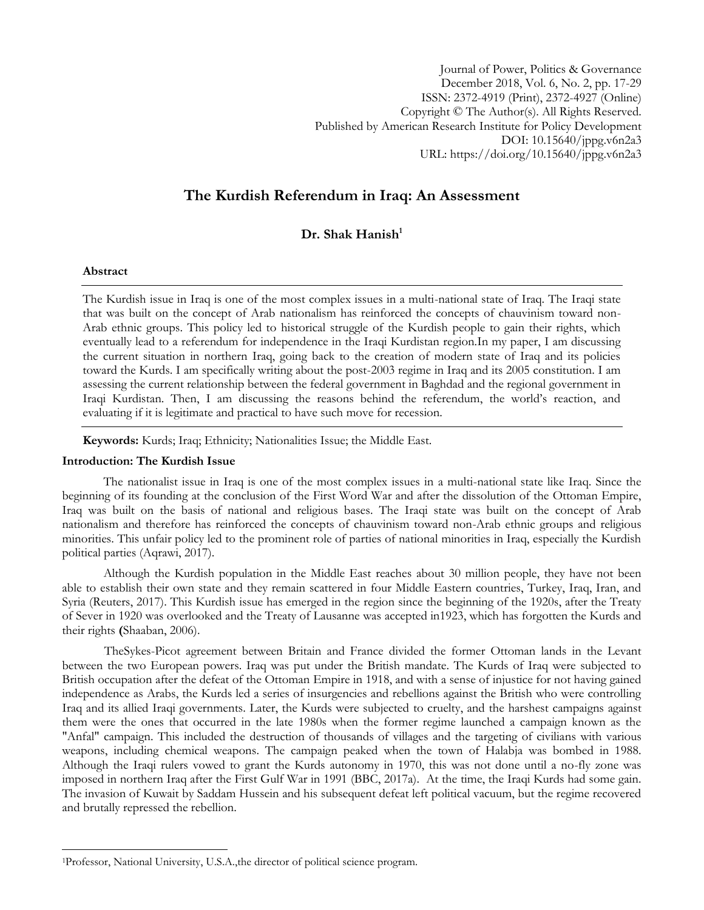Journal of Power, Politics & Governance
December 2018, Vol. 6, No. 2, pp. 17-29
ISSN: 2372-4919 (Print), 2372-4927 (Online)
Copyright © The Author(s). All Rights Reserved.
Published by American Research Institute for Policy Development
DOI: 10.15640/jppg.v6n2a3
URL: https://doi.org/10.15640/jppg.v6n2a3

# The Kurdish Referendum in Iraq: An Assessment

**Dr. Shak Hanish[1]**

### Abstract

The Kurdish issue in Iraq is one of the most complex issues in a multi-national state of Iraq. The Iraqi state that was built on the concept of Arab nationalism has reinforced the concepts of chauvinism toward non-Arab ethnic groups. This policy led to historical struggle of the Kurdish people to gain their rights, which eventually lead to a referendum for independence in the Iraqi Kurdistan region.In my paper, I am discussing the current situation in northern Iraq, going back to the creation of modern state of Iraq and its policies toward the Kurds. I am specifically writing about the post-2003 regime in Iraq and its 2005 constitution. I am assessing the current relationship between the federal government in Baghdad and the regional government in Iraqi Kurdistan. Then, I am discussing the reasons behind the referendum, the world's reaction, and evaluating if it is legitimate and practical to have such move for recession.

**Keywords:** Kurds; Iraq; Ethnicity; Nationalities Issue; the Middle East.

### Introduction: The Kurdish Issue

The nationalist issue in Iraq is one of the most complex issues in a multi-national state like Iraq. Since the beginning of its founding at the conclusion of the First Word War and after the dissolution of the Ottoman Empire, Iraq was built on the basis of national and religious bases. The Iraqi state was built on the concept of Arab nationalism and therefore has reinforced the concepts of chauvinism toward non-Arab ethnic groups and religious minorities. This unfair policy led to the prominent role of parties of national minorities in Iraq, especially the Kurdish political parties (Aqrawi, 2017).

Although the Kurdish population in the Middle East reaches about 30 million people, they have not been able to establish their own state and they remain scattered in four Middle Eastern countries, Turkey, Iraq, Iran, and Syria (Reuters, 2017). This Kurdish issue has emerged in the region since the beginning of the 1920s, after the Treaty of Sever in 1920 was overlooked and the Treaty of Lausanne was accepted in1923, which has forgotten the Kurds and their rights **(**Shaaban, 2006).

TheSykes-Picot agreement between Britain and France divided the former Ottoman lands in the Levant between the two European powers. Iraq was put under the British mandate. The Kurds of Iraq were subjected to British occupation after the defeat of the Ottoman Empire in 1918, and with a sense of injustice for not having gained independence as Arabs, the Kurds led a series of insurgencies and rebellions against the British who were controlling Iraq and its allied Iraqi governments. Later, the Kurds were subjected to cruelty, and the harshest campaigns against them were the ones that occurred in the late 1980s when the former regime launched a campaign known as the "Anfal" campaign. This included the destruction of thousands of villages and the targeting of civilians with various weapons, including chemical weapons. The campaign peaked when the town of Halabja was bombed in 1988. Although the Iraqi rulers vowed to grant the Kurds autonomy in 1970, this was not done until a no-fly zone was imposed in northern Iraq after the First Gulf War in 1991 (BBC, 2017a). At the time, the Iraqi Kurds had some gain. The invasion of Kuwait by Saddam Hussein and his subsequent defeat left political vacuum, but the regime recovered and brutally repressed the rebellion.

---

[1]Professor, National University, U.S.A.,the director of political science program.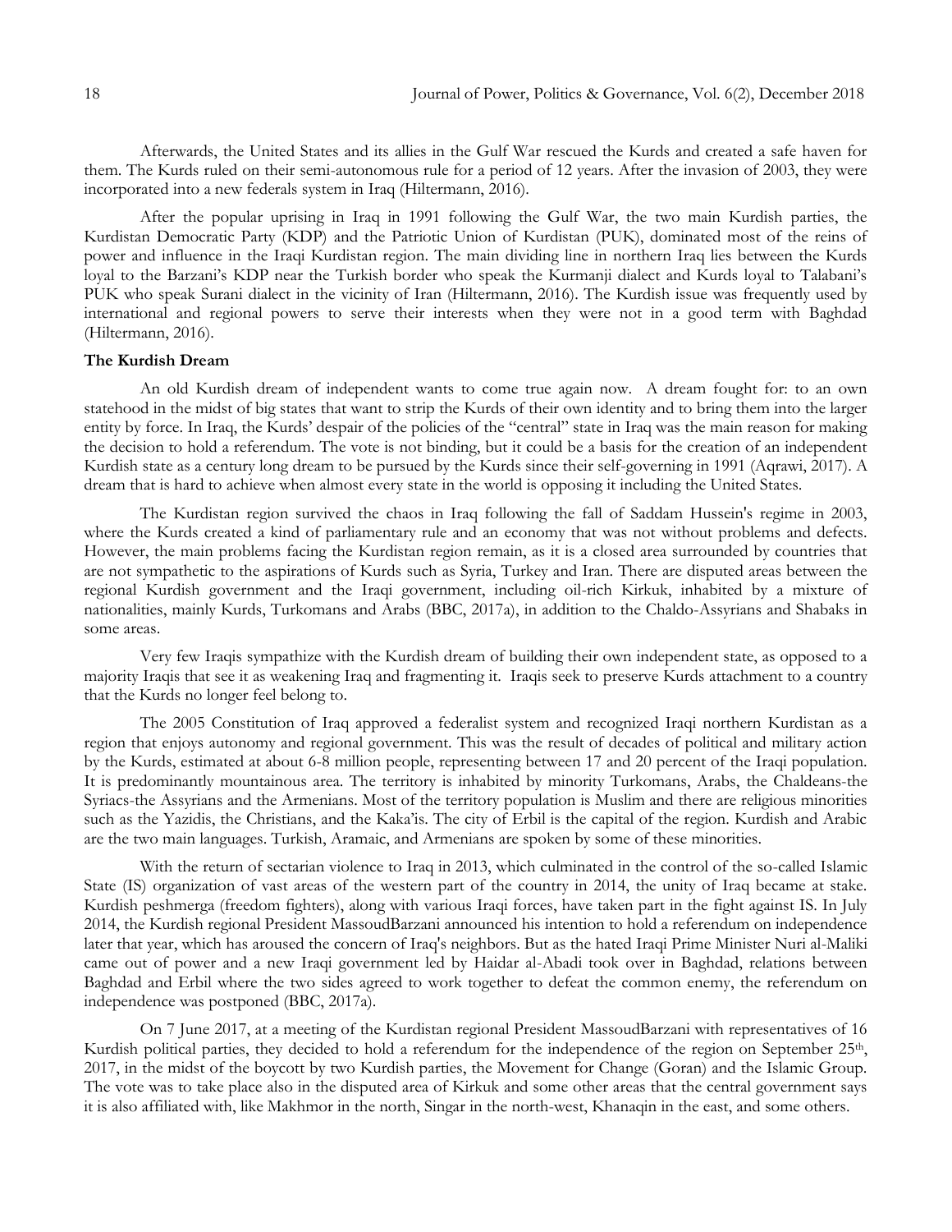Afterwards, the United States and its allies in the Gulf War rescued the Kurds and created a safe haven for them. The Kurds ruled on their semi-autonomous rule for a period of 12 years. After the invasion of 2003, they were incorporated into a new federals system in Iraq (Hiltermann, 2016).

After the popular uprising in Iraq in 1991 following the Gulf War, the two main Kurdish parties, the Kurdistan Democratic Party (KDP) and the Patriotic Union of Kurdistan (PUK), dominated most of the reins of power and influence in the Iraqi Kurdistan region. The main dividing line in northern Iraq lies between the Kurds loyal to the Barzani's KDP near the Turkish border who speak the Kurmanji dialect and Kurds loyal to Talabani's PUK who speak Surani dialect in the vicinity of Iran (Hiltermann, 2016). The Kurdish issue was frequently used by international and regional powers to serve their interests when they were not in a good term with Baghdad (Hiltermann, 2016).

**The Kurdish Dream**

An old Kurdish dream of independent wants to come true again now. A dream fought for: to an own statehood in the midst of big states that want to strip the Kurds of their own identity and to bring them into the larger entity by force. In Iraq, the Kurds' despair of the policies of the "central" state in Iraq was the main reason for making the decision to hold a referendum. The vote is not binding, but it could be a basis for the creation of an independent Kurdish state as a century long dream to be pursued by the Kurds since their self-governing in 1991 (Aqrawi, 2017). A dream that is hard to achieve when almost every state in the world is opposing it including the United States.

The Kurdistan region survived the chaos in Iraq following the fall of Saddam Hussein's regime in 2003, where the Kurds created a kind of parliamentary rule and an economy that was not without problems and defects. However, the main problems facing the Kurdistan region remain, as it is a closed area surrounded by countries that are not sympathetic to the aspirations of Kurds such as Syria, Turkey and Iran. There are disputed areas between the regional Kurdish government and the Iraqi government, including oil-rich Kirkuk, inhabited by a mixture of nationalities, mainly Kurds, Turkomans and Arabs (BBC, 2017a), in addition to the Chaldo-Assyrians and Shabaks in some areas.

Very few Iraqis sympathize with the Kurdish dream of building their own independent state, as opposed to a majority Iraqis that see it as weakening Iraq and fragmenting it. Iraqis seek to preserve Kurds attachment to a country that the Kurds no longer feel belong to.

The 2005 Constitution of Iraq approved a federalist system and recognized Iraqi northern Kurdistan as a region that enjoys autonomy and regional government. This was the result of decades of political and military action by the Kurds, estimated at about 6-8 million people, representing between 17 and 20 percent of the Iraqi population. It is predominantly mountainous area. The territory is inhabited by minority Turkomans, Arabs, the Chaldeans-the Syriacs-the Assyrians and the Armenians. Most of the territory population is Muslim and there are religious minorities such as the Yazidis, the Christians, and the Kaka'is. The city of Erbil is the capital of the region. Kurdish and Arabic are the two main languages. Turkish, Aramaic, and Armenians are spoken by some of these minorities.

With the return of sectarian violence to Iraq in 2013, which culminated in the control of the so-called Islamic State (IS) organization of vast areas of the western part of the country in 2014, the unity of Iraq became at stake. Kurdish peshmerga (freedom fighters), along with various Iraqi forces, have taken part in the fight against IS. In July 2014, the Kurdish regional President MassoudBarzani announced his intention to hold a referendum on independence later that year, which has aroused the concern of Iraq's neighbors. But as the hated Iraqi Prime Minister Nuri al-Maliki came out of power and a new Iraqi government led by Haidar al-Abadi took over in Baghdad, relations between Baghdad and Erbil where the two sides agreed to work together to defeat the common enemy, the referendum on independence was postponed (BBC, 2017a).

On 7 June 2017, at a meeting of the Kurdistan regional President MassoudBarzani with representatives of 16 Kurdish political parties, they decided to hold a referendum for the independence of the region on September 25th, 2017, in the midst of the boycott by two Kurdish parties, the Movement for Change (Goran) and the Islamic Group. The vote was to take place also in the disputed area of Kirkuk and some other areas that the central government says it is also affiliated with, like Makhmor in the north, Singar in the north-west, Khanaqin in the east, and some others.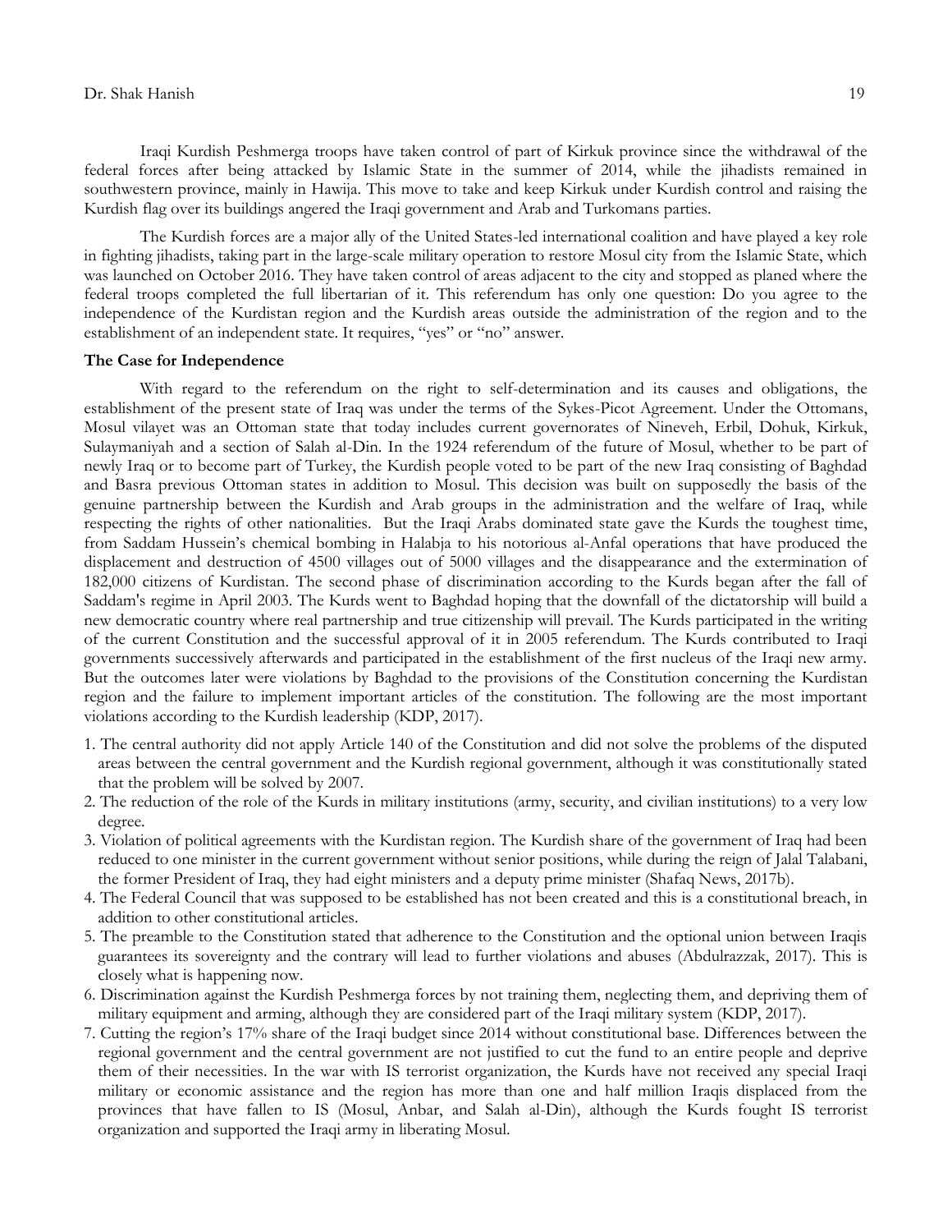Iraqi Kurdish Peshmerga troops have taken control of part of Kirkuk province since the withdrawal of the federal forces after being attacked by Islamic State in the summer of 2014, while the jihadists remained in southwestern province, mainly in Hawija. This move to take and keep Kirkuk under Kurdish control and raising the Kurdish flag over its buildings angered the Iraqi government and Arab and Turkomans parties.

The Kurdish forces are a major ally of the United States-led international coalition and have played a key role in fighting jihadists, taking part in the large-scale military operation to restore Mosul city from the Islamic State, which was launched on October 2016. They have taken control of areas adjacent to the city and stopped as planed where the federal troops completed the full libertarian of it. This referendum has only one question: Do you agree to the independence of the Kurdistan region and the Kurdish areas outside the administration of the region and to the establishment of an independent state. It requires, "yes" or "no" answer.

**The Case for Independence**

With regard to the referendum on the right to self-determination and its causes and obligations, the establishment of the present state of Iraq was under the terms of the Sykes-Picot Agreement. Under the Ottomans, Mosul vilayet was an Ottoman state that today includes current governorates of Nineveh, Erbil, Dohuk, Kirkuk, Sulaymaniyah and a section of Salah al-Din. In the 1924 referendum of the future of Mosul, whether to be part of newly Iraq or to become part of Turkey, the Kurdish people voted to be part of the new Iraq consisting of Baghdad and Basra previous Ottoman states in addition to Mosul. This decision was built on supposedly the basis of the genuine partnership between the Kurdish and Arab groups in the administration and the welfare of Iraq, while respecting the rights of other nationalities. But the Iraqi Arabs dominated state gave the Kurds the toughest time, from Saddam Hussein's chemical bombing in Halabja to his notorious al-Anfal operations that have produced the displacement and destruction of 4500 villages out of 5000 villages and the disappearance and the extermination of 182,000 citizens of Kurdistan. The second phase of discrimination according to the Kurds began after the fall of Saddam's regime in April 2003. The Kurds went to Baghdad hoping that the downfall of the dictatorship will build a new democratic country where real partnership and true citizenship will prevail. The Kurds participated in the writing of the current Constitution and the successful approval of it in 2005 referendum. The Kurds contributed to Iraqi governments successively afterwards and participated in the establishment of the first nucleus of the Iraqi new army. But the outcomes later were violations by Baghdad to the provisions of the Constitution concerning the Kurdistan region and the failure to implement important articles of the constitution. The following are the most important violations according to the Kurdish leadership (KDP, 2017).

1. The central authority did not apply Article 140 of the Constitution and did not solve the problems of the disputed areas between the central government and the Kurdish regional government, although it was constitutionally stated that the problem will be solved by 2007.
2. The reduction of the role of the Kurds in military institutions (army, security, and civilian institutions) to a very low degree.
3. Violation of political agreements with the Kurdistan region. The Kurdish share of the government of Iraq had been reduced to one minister in the current government without senior positions, while during the reign of Jalal Talabani, the former President of Iraq, they had eight ministers and a deputy prime minister (Shafaq News, 2017b).
4. The Federal Council that was supposed to be established has not been created and this is a constitutional breach, in addition to other constitutional articles.
5. The preamble to the Constitution stated that adherence to the Constitution and the optional union between Iraqis guarantees its sovereignty and the contrary will lead to further violations and abuses (Abdulrazzak, 2017). This is closely what is happening now.
6. Discrimination against the Kurdish Peshmerga forces by not training them, neglecting them, and depriving them of military equipment and arming, although they are considered part of the Iraqi military system (KDP, 2017).
7. Cutting the region's 17% share of the Iraqi budget since 2014 without constitutional base. Differences between the regional government and the central government are not justified to cut the fund to an entire people and deprive them of their necessities. In the war with IS terrorist organization, the Kurds have not received any special Iraqi military or economic assistance and the region has more than one and half million Iraqis displaced from the provinces that have fallen to IS (Mosul, Anbar, and Salah al-Din), although the Kurds fought IS terrorist organization and supported the Iraqi army in liberating Mosul.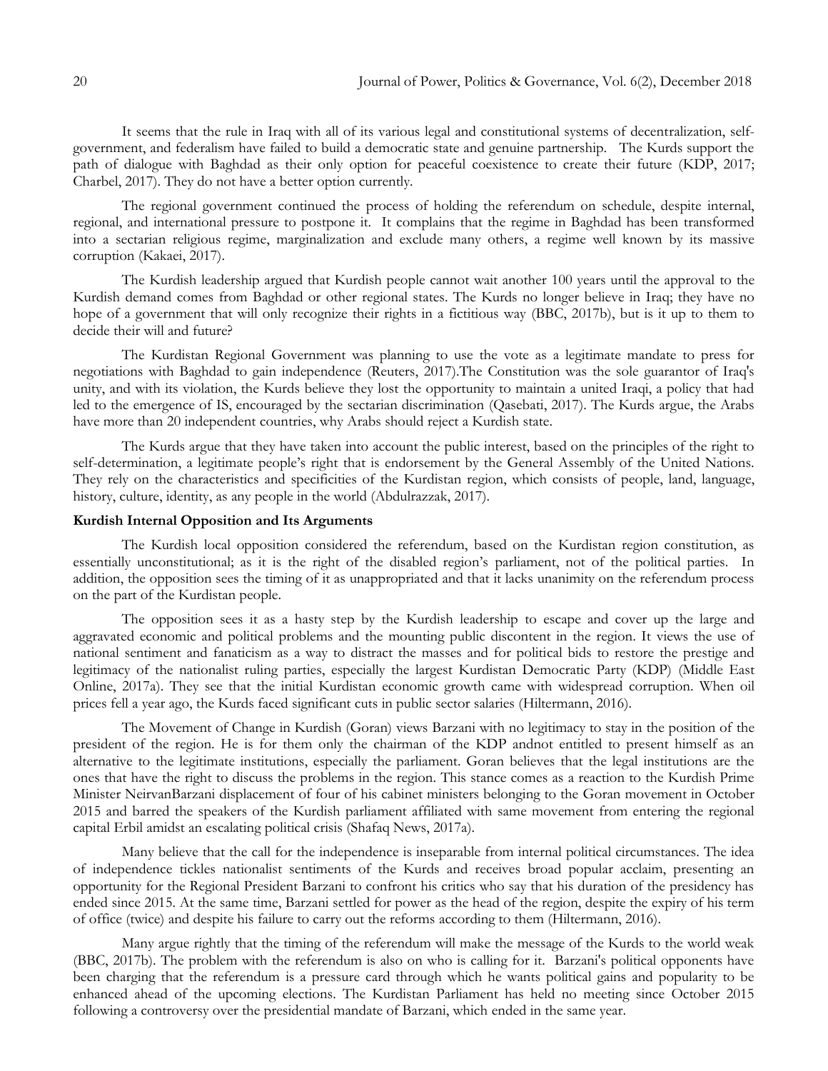It seems that the rule in Iraq with all of its various legal and constitutional systems of decentralization, self-government, and federalism have failed to build a democratic state and genuine partnership. The Kurds support the path of dialogue with Baghdad as their only option for peaceful coexistence to create their future (KDP, 2017; Charbel, 2017). They do not have a better option currently.

The regional government continued the process of holding the referendum on schedule, despite internal, regional, and international pressure to postpone it. It complains that the regime in Baghdad has been transformed into a sectarian religious regime, marginalization and exclude many others, a regime well known by its massive corruption (Kakaei, 2017).

The Kurdish leadership argued that Kurdish people cannot wait another 100 years until the approval to the Kurdish demand comes from Baghdad or other regional states. The Kurds no longer believe in Iraq; they have no hope of a government that will only recognize their rights in a fictitious way (BBC, 2017b), but is it up to them to decide their will and future?

The Kurdistan Regional Government was planning to use the vote as a legitimate mandate to press for negotiations with Baghdad to gain independence (Reuters, 2017).The Constitution was the sole guarantor of Iraq's unity, and with its violation, the Kurds believe they lost the opportunity to maintain a united Iraqi, a policy that had led to the emergence of IS, encouraged by the sectarian discrimination (Qasebati, 2017). The Kurds argue, the Arabs have more than 20 independent countries, why Arabs should reject a Kurdish state.

The Kurds argue that they have taken into account the public interest, based on the principles of the right to self-determination, a legitimate people's right that is endorsement by the General Assembly of the United Nations. They rely on the characteristics and specificities of the Kurdistan region, which consists of people, land, language, history, culture, identity, as any people in the world (Abdulrazzak, 2017).

**Kurdish Internal Opposition and Its Arguments**

The Kurdish local opposition considered the referendum, based on the Kurdistan region constitution, as essentially unconstitutional; as it is the right of the disabled region's parliament, not of the political parties. In addition, the opposition sees the timing of it as unappropriated and that it lacks unanimity on the referendum process on the part of the Kurdistan people.

The opposition sees it as a hasty step by the Kurdish leadership to escape and cover up the large and aggravated economic and political problems and the mounting public discontent in the region. It views the use of national sentiment and fanaticism as a way to distract the masses and for political bids to restore the prestige and legitimacy of the nationalist ruling parties, especially the largest Kurdistan Democratic Party (KDP) (Middle East Online, 2017a). They see that the initial Kurdistan economic growth came with widespread corruption. When oil prices fell a year ago, the Kurds faced significant cuts in public sector salaries (Hiltermann, 2016).

The Movement of Change in Kurdish (Goran) views Barzani with no legitimacy to stay in the position of the president of the region. He is for them only the chairman of the KDP andnot entitled to present himself as an alternative to the legitimate institutions, especially the parliament. Goran believes that the legal institutions are the ones that have the right to discuss the problems in the region. This stance comes as a reaction to the Kurdish Prime Minister NeirvanBarzani displacement of four of his cabinet ministers belonging to the Goran movement in October 2015 and barred the speakers of the Kurdish parliament affiliated with same movement from entering the regional capital Erbil amidst an escalating political crisis (Shafaq News, 2017a).

Many believe that the call for the independence is inseparable from internal political circumstances. The idea of independence tickles nationalist sentiments of the Kurds and receives broad popular acclaim, presenting an opportunity for the Regional President Barzani to confront his critics who say that his duration of the presidency has ended since 2015. At the same time, Barzani settled for power as the head of the region, despite the expiry of his term of office (twice) and despite his failure to carry out the reforms according to them (Hiltermann, 2016).

Many argue rightly that the timing of the referendum will make the message of the Kurds to the world weak (BBC, 2017b). The problem with the referendum is also on who is calling for it. Barzani's political opponents have been charging that the referendum is a pressure card through which he wants political gains and popularity to be enhanced ahead of the upcoming elections. The Kurdistan Parliament has held no meeting since October 2015 following a controversy over the presidential mandate of Barzani, which ended in the same year.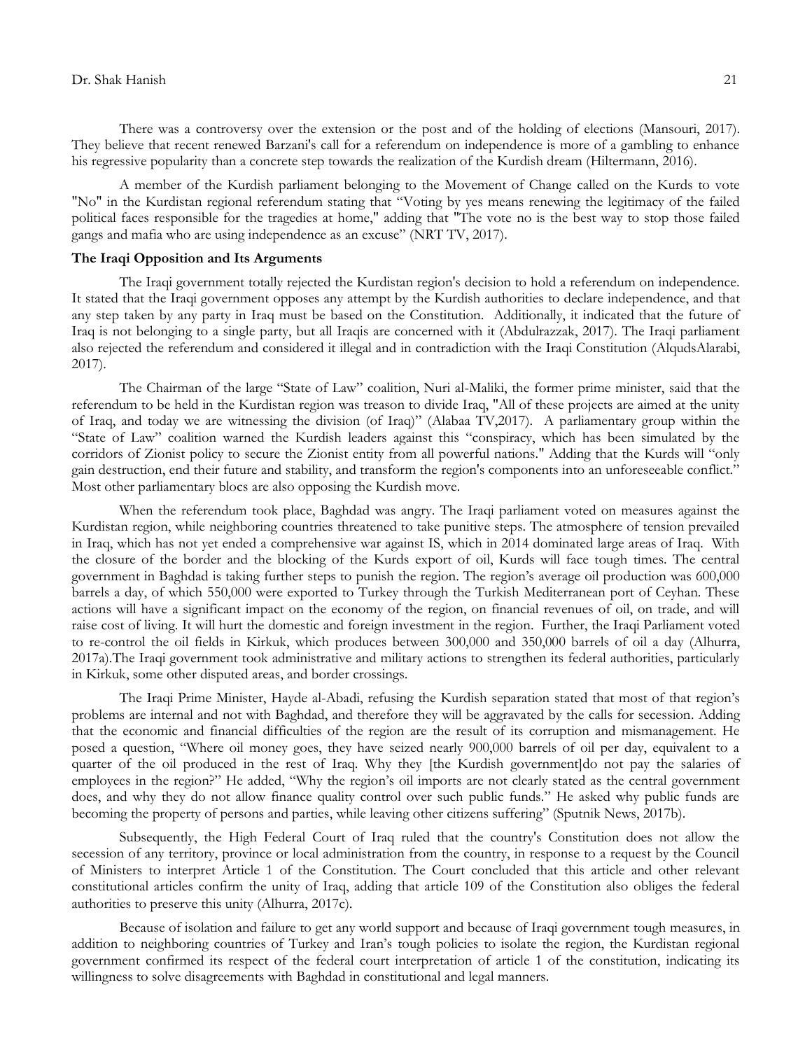There was a controversy over the extension or the post and of the holding of elections (Mansouri, 2017). They believe that recent renewed Barzani's call for a referendum on independence is more of a gambling to enhance his regressive popularity than a concrete step towards the realization of the Kurdish dream (Hiltermann, 2016).

A member of the Kurdish parliament belonging to the Movement of Change called on the Kurds to vote "No" in the Kurdistan regional referendum stating that "Voting by yes means renewing the legitimacy of the failed political faces responsible for the tragedies at home," adding that "The vote no is the best way to stop those failed gangs and mafia who are using independence as an excuse" (NRT TV, 2017).

**The Iraqi Opposition and Its Arguments**

The Iraqi government totally rejected the Kurdistan region's decision to hold a referendum on independence. It stated that the Iraqi government opposes any attempt by the Kurdish authorities to declare independence, and that any step taken by any party in Iraq must be based on the Constitution. Additionally, it indicated that the future of Iraq is not belonging to a single party, but all Iraqis are concerned with it (Abdulrazzak, 2017). The Iraqi parliament also rejected the referendum and considered it illegal and in contradiction with the Iraqi Constitution (AlqudsAlarabi, 2017).

The Chairman of the large "State of Law" coalition, Nuri al-Maliki, the former prime minister, said that the referendum to be held in the Kurdistan region was treason to divide Iraq, "All of these projects are aimed at the unity of Iraq, and today we are witnessing the division (of Iraq)" (Alabaa TV,2017). A parliamentary group within the "State of Law" coalition warned the Kurdish leaders against this "conspiracy, which has been simulated by the corridors of Zionist policy to secure the Zionist entity from all powerful nations." Adding that the Kurds will "only gain destruction, end their future and stability, and transform the region's components into an unforeseeable conflict." Most other parliamentary blocs are also opposing the Kurdish move.

When the referendum took place, Baghdad was angry. The Iraqi parliament voted on measures against the Kurdistan region, while neighboring countries threatened to take punitive steps. The atmosphere of tension prevailed in Iraq, which has not yet ended a comprehensive war against IS, which in 2014 dominated large areas of Iraq. With the closure of the border and the blocking of the Kurds export of oil, Kurds will face tough times. The central government in Baghdad is taking further steps to punish the region. The region's average oil production was 600,000 barrels a day, of which 550,000 were exported to Turkey through the Turkish Mediterranean port of Ceyhan. These actions will have a significant impact on the economy of the region, on financial revenues of oil, on trade, and will raise cost of living. It will hurt the domestic and foreign investment in the region. Further, the Iraqi Parliament voted to re-control the oil fields in Kirkuk, which produces between 300,000 and 350,000 barrels of oil a day (Alhurra, 2017a).The Iraqi government took administrative and military actions to strengthen its federal authorities, particularly in Kirkuk, some other disputed areas, and border crossings.

The Iraqi Prime Minister, Hayde al-Abadi, refusing the Kurdish separation stated that most of that region's problems are internal and not with Baghdad, and therefore they will be aggravated by the calls for secession. Adding that the economic and financial difficulties of the region are the result of its corruption and mismanagement. He posed a question, "Where oil money goes, they have seized nearly 900,000 barrels of oil per day, equivalent to a quarter of the oil produced in the rest of Iraq. Why they [the Kurdish government]do not pay the salaries of employees in the region?" He added, "Why the region's oil imports are not clearly stated as the central government does, and why they do not allow finance quality control over such public funds." He asked why public funds are becoming the property of persons and parties, while leaving other citizens suffering" (Sputnik News, 2017b).

Subsequently, the High Federal Court of Iraq ruled that the country's Constitution does not allow the secession of any territory, province or local administration from the country, in response to a request by the Council of Ministers to interpret Article 1 of the Constitution. The Court concluded that this article and other relevant constitutional articles confirm the unity of Iraq, adding that article 109 of the Constitution also obliges the federal authorities to preserve this unity (Alhurra, 2017c).

Because of isolation and failure to get any world support and because of Iraqi government tough measures, in addition to neighboring countries of Turkey and Iran's tough policies to isolate the region, the Kurdistan regional government confirmed its respect of the federal court interpretation of article 1 of the constitution, indicating its willingness to solve disagreements with Baghdad in constitutional and legal manners.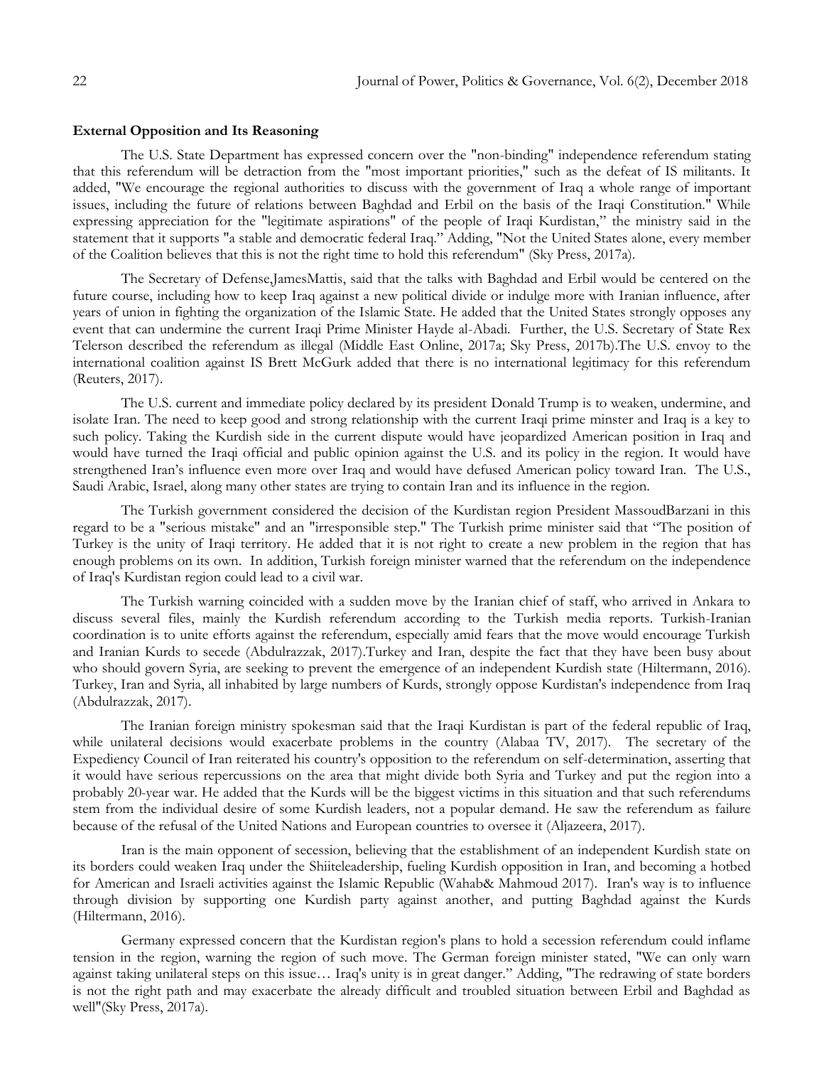**External Opposition and Its Reasoning**

The U.S. State Department has expressed concern over the "non-binding" independence referendum stating that this referendum will be detraction from the "most important priorities," such as the defeat of IS militants. It added, "We encourage the regional authorities to discuss with the government of Iraq a whole range of important issues, including the future of relations between Baghdad and Erbil on the basis of the Iraqi Constitution." While expressing appreciation for the "legitimate aspirations" of the people of Iraqi Kurdistan," the ministry said in the statement that it supports "a stable and democratic federal Iraq." Adding, "Not the United States alone, every member of the Coalition believes that this is not the right time to hold this referendum" (Sky Press, 2017a).

The Secretary of Defense,JamesMattis, said that the talks with Baghdad and Erbil would be centered on the future course, including how to keep Iraq against a new political divide or indulge more with Iranian influence, after years of union in fighting the organization of the Islamic State. He added that the United States strongly opposes any event that can undermine the current Iraqi Prime Minister Hayde al-Abadi. Further, the U.S. Secretary of State Rex Telerson described the referendum as illegal (Middle East Online, 2017a; Sky Press, 2017b).The U.S. envoy to the international coalition against IS Brett McGurk added that there is no international legitimacy for this referendum (Reuters, 2017).

The U.S. current and immediate policy declared by its president Donald Trump is to weaken, undermine, and isolate Iran. The need to keep good and strong relationship with the current Iraqi prime minster and Iraq is a key to such policy. Taking the Kurdish side in the current dispute would have jeopardized American position in Iraq and would have turned the Iraqi official and public opinion against the U.S. and its policy in the region. It would have strengthened Iran's influence even more over Iraq and would have defused American policy toward Iran. The U.S., Saudi Arabic, Israel, along many other states are trying to contain Iran and its influence in the region.

The Turkish government considered the decision of the Kurdistan region President MassoudBarzani in this regard to be a "serious mistake" and an "irresponsible step." The Turkish prime minister said that "The position of Turkey is the unity of Iraqi territory. He added that it is not right to create a new problem in the region that has enough problems on its own. In addition, Turkish foreign minister warned that the referendum on the independence of Iraq's Kurdistan region could lead to a civil war.

The Turkish warning coincided with a sudden move by the Iranian chief of staff, who arrived in Ankara to discuss several files, mainly the Kurdish referendum according to the Turkish media reports. Turkish-Iranian coordination is to unite efforts against the referendum, especially amid fears that the move would encourage Turkish and Iranian Kurds to secede (Abdulrazzak, 2017).Turkey and Iran, despite the fact that they have been busy about who should govern Syria, are seeking to prevent the emergence of an independent Kurdish state (Hiltermann, 2016). Turkey, Iran and Syria, all inhabited by large numbers of Kurds, strongly oppose Kurdistan's independence from Iraq (Abdulrazzak, 2017).

The Iranian foreign ministry spokesman said that the Iraqi Kurdistan is part of the federal republic of Iraq, while unilateral decisions would exacerbate problems in the country (Alabaa TV, 2017). The secretary of the Expediency Council of Iran reiterated his country's opposition to the referendum on self-determination, asserting that it would have serious repercussions on the area that might divide both Syria and Turkey and put the region into a probably 20-year war. He added that the Kurds will be the biggest victims in this situation and that such referendums stem from the individual desire of some Kurdish leaders, not a popular demand. He saw the referendum as failure because of the refusal of the United Nations and European countries to oversee it (Aljazeera, 2017).

Iran is the main opponent of secession, believing that the establishment of an independent Kurdish state on its borders could weaken Iraq under the Shiiteleadership, fueling Kurdish opposition in Iran, and becoming a hotbed for American and Israeli activities against the Islamic Republic (Wahab& Mahmoud 2017). Iran's way is to influence through division by supporting one Kurdish party against another, and putting Baghdad against the Kurds (Hiltermann, 2016).

Germany expressed concern that the Kurdistan region's plans to hold a secession referendum could inflame tension in the region, warning the region of such move. The German foreign minister stated, "We can only warn against taking unilateral steps on this issue… Iraq's unity is in great danger." Adding, "The redrawing of state borders is not the right path and may exacerbate the already difficult and troubled situation between Erbil and Baghdad as well"(Sky Press, 2017a).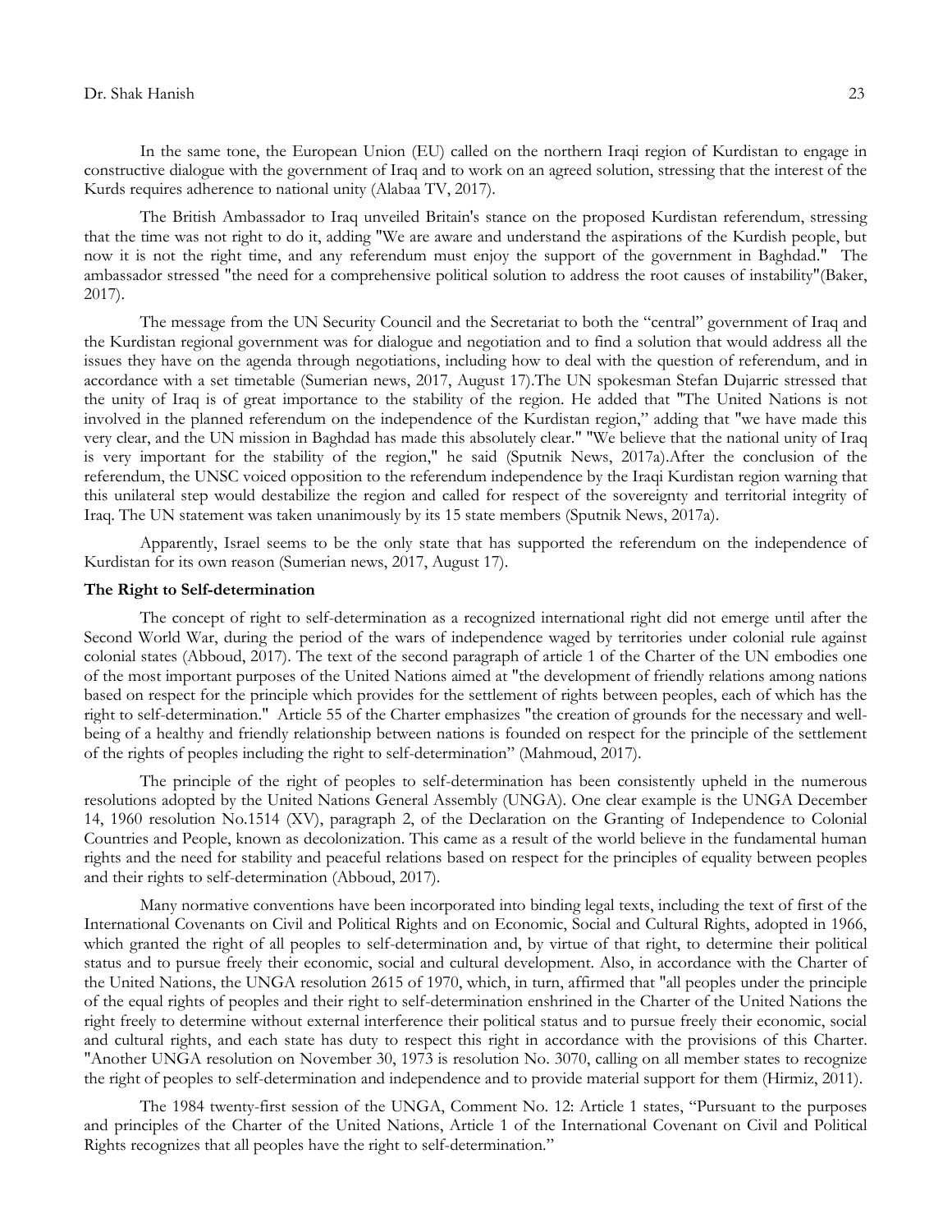In the same tone, the European Union (EU) called on the northern Iraqi region of Kurdistan to engage in constructive dialogue with the government of Iraq and to work on an agreed solution, stressing that the interest of the Kurds requires adherence to national unity (Alabaa TV, 2017).

The British Ambassador to Iraq unveiled Britain's stance on the proposed Kurdistan referendum, stressing that the time was not right to do it, adding "We are aware and understand the aspirations of the Kurdish people, but now it is not the right time, and any referendum must enjoy the support of the government in Baghdad." The ambassador stressed "the need for a comprehensive political solution to address the root causes of instability"(Baker, 2017).

The message from the UN Security Council and the Secretariat to both the "central" government of Iraq and the Kurdistan regional government was for dialogue and negotiation and to find a solution that would address all the issues they have on the agenda through negotiations, including how to deal with the question of referendum, and in accordance with a set timetable (Sumerian news, 2017, August 17).The UN spokesman Stefan Dujarric stressed that the unity of Iraq is of great importance to the stability of the region. He added that "The United Nations is not involved in the planned referendum on the independence of the Kurdistan region," adding that "we have made this very clear, and the UN mission in Baghdad has made this absolutely clear." "We believe that the national unity of Iraq is very important for the stability of the region," he said (Sputnik News, 2017a).After the conclusion of the referendum, the UNSC voiced opposition to the referendum independence by the Iraqi Kurdistan region warning that this unilateral step would destabilize the region and called for respect of the sovereignty and territorial integrity of Iraq. The UN statement was taken unanimously by its 15 state members (Sputnik News, 2017a).

Apparently, Israel seems to be the only state that has supported the referendum on the independence of Kurdistan for its own reason (Sumerian news, 2017, August 17).

**The Right to Self-determination**

The concept of right to self-determination as a recognized international right did not emerge until after the Second World War, during the period of the wars of independence waged by territories under colonial rule against colonial states (Abboud, 2017). The text of the second paragraph of article 1 of the Charter of the UN embodies one of the most important purposes of the United Nations aimed at "the development of friendly relations among nations based on respect for the principle which provides for the settlement of rights between peoples, each of which has the right to self-determination." Article 55 of the Charter emphasizes "the creation of grounds for the necessary and well-being of a healthy and friendly relationship between nations is founded on respect for the principle of the settlement of the rights of peoples including the right to self-determination" (Mahmoud, 2017).

The principle of the right of peoples to self-determination has been consistently upheld in the numerous resolutions adopted by the United Nations General Assembly (UNGA). One clear example is the UNGA December 14, 1960 resolution No.1514 (XV), paragraph 2, of the Declaration on the Granting of Independence to Colonial Countries and People, known as decolonization. This came as a result of the world believe in the fundamental human rights and the need for stability and peaceful relations based on respect for the principles of equality between peoples and their rights to self-determination (Abboud, 2017).

Many normative conventions have been incorporated into binding legal texts, including the text of first of the International Covenants on Civil and Political Rights and on Economic, Social and Cultural Rights, adopted in 1966, which granted the right of all peoples to self-determination and, by virtue of that right, to determine their political status and to pursue freely their economic, social and cultural development. Also, in accordance with the Charter of the United Nations, the UNGA resolution 2615 of 1970, which, in turn, affirmed that "all peoples under the principle of the equal rights of peoples and their right to self-determination enshrined in the Charter of the United Nations the right freely to determine without external interference their political status and to pursue freely their economic, social and cultural rights, and each state has duty to respect this right in accordance with the provisions of this Charter. "Another UNGA resolution on November 30, 1973 is resolution No. 3070, calling on all member states to recognize the right of peoples to self-determination and independence and to provide material support for them (Hirmiz, 2011).

The 1984 twenty-first session of the UNGA, Comment No. 12: Article 1 states, "Pursuant to the purposes and principles of the Charter of the United Nations, Article 1 of the International Covenant on Civil and Political Rights recognizes that all peoples have the right to self-determination."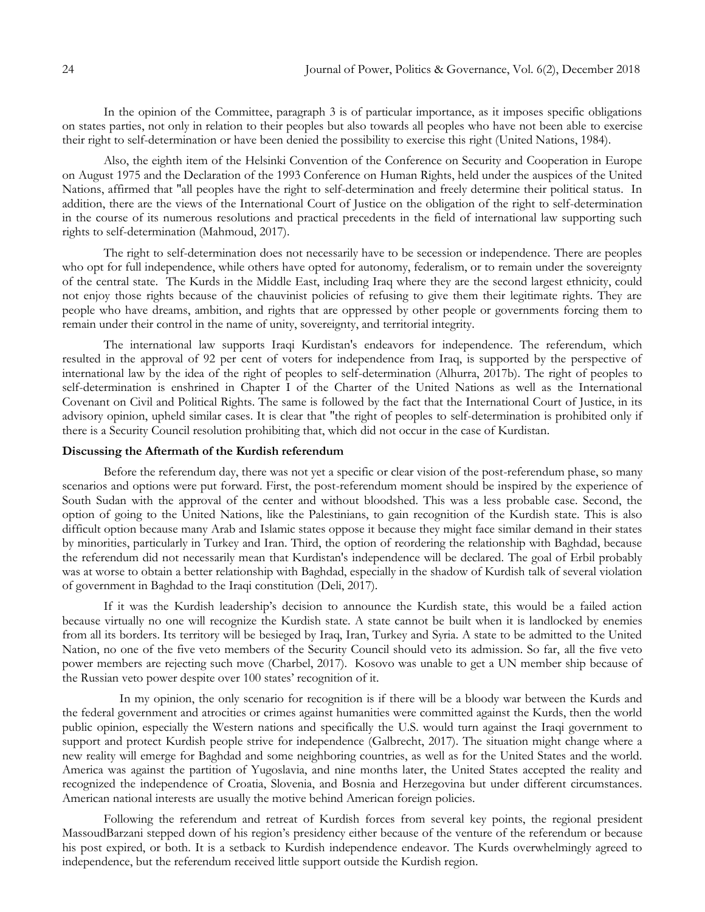In the opinion of the Committee, paragraph 3 is of particular importance, as it imposes specific obligations on states parties, not only in relation to their peoples but also towards all peoples who have not been able to exercise their right to self-determination or have been denied the possibility to exercise this right (United Nations, 1984).

Also, the eighth item of the Helsinki Convention of the Conference on Security and Cooperation in Europe on August 1975 and the Declaration of the 1993 Conference on Human Rights, held under the auspices of the United Nations, affirmed that "all peoples have the right to self-determination and freely determine their political status. In addition, there are the views of the International Court of Justice on the obligation of the right to self-determination in the course of its numerous resolutions and practical precedents in the field of international law supporting such rights to self-determination (Mahmoud, 2017).

The right to self-determination does not necessarily have to be secession or independence. There are peoples who opt for full independence, while others have opted for autonomy, federalism, or to remain under the sovereignty of the central state. The Kurds in the Middle East, including Iraq where they are the second largest ethnicity, could not enjoy those rights because of the chauvinist policies of refusing to give them their legitimate rights. They are people who have dreams, ambition, and rights that are oppressed by other people or governments forcing them to remain under their control in the name of unity, sovereignty, and territorial integrity.

The international law supports Iraqi Kurdistan's endeavors for independence. The referendum, which resulted in the approval of 92 per cent of voters for independence from Iraq, is supported by the perspective of international law by the idea of the right of peoples to self-determination (Alhurra, 2017b). The right of peoples to self-determination is enshrined in Chapter I of the Charter of the United Nations as well as the International Covenant on Civil and Political Rights. The same is followed by the fact that the International Court of Justice, in its advisory opinion, upheld similar cases. It is clear that "the right of peoples to self-determination is prohibited only if there is a Security Council resolution prohibiting that, which did not occur in the case of Kurdistan.

**Discussing the Aftermath of the Kurdish referendum**

Before the referendum day, there was not yet a specific or clear vision of the post-referendum phase, so many scenarios and options were put forward. First, the post-referendum moment should be inspired by the experience of South Sudan with the approval of the center and without bloodshed. This was a less probable case. Second, the option of going to the United Nations, like the Palestinians, to gain recognition of the Kurdish state. This is also difficult option because many Arab and Islamic states oppose it because they might face similar demand in their states by minorities, particularly in Turkey and Iran. Third, the option of reordering the relationship with Baghdad, because the referendum did not necessarily mean that Kurdistan's independence will be declared. The goal of Erbil probably was at worse to obtain a better relationship with Baghdad, especially in the shadow of Kurdish talk of several violation of government in Baghdad to the Iraqi constitution (Deli, 2017).

If it was the Kurdish leadership's decision to announce the Kurdish state, this would be a failed action because virtually no one will recognize the Kurdish state. A state cannot be built when it is landlocked by enemies from all its borders. Its territory will be besieged by Iraq, Iran, Turkey and Syria. A state to be admitted to the United Nation, no one of the five veto members of the Security Council should veto its admission. So far, all the five veto power members are rejecting such move (Charbel, 2017). Kosovo was unable to get a UN member ship because of the Russian veto power despite over 100 states' recognition of it.

In my opinion, the only scenario for recognition is if there will be a bloody war between the Kurds and the federal government and atrocities or crimes against humanities were committed against the Kurds, then the world public opinion, especially the Western nations and specifically the U.S. would turn against the Iraqi government to support and protect Kurdish people strive for independence (Galbrecht, 2017). The situation might change where a new reality will emerge for Baghdad and some neighboring countries, as well as for the United States and the world. America was against the partition of Yugoslavia, and nine months later, the United States accepted the reality and recognized the independence of Croatia, Slovenia, and Bosnia and Herzegovina but under different circumstances. American national interests are usually the motive behind American foreign policies.

Following the referendum and retreat of Kurdish forces from several key points, the regional president MassoudBarzani stepped down of his region's presidency either because of the venture of the referendum or because his post expired, or both. It is a setback to Kurdish independence endeavor. The Kurds overwhelmingly agreed to independence, but the referendum received little support outside the Kurdish region.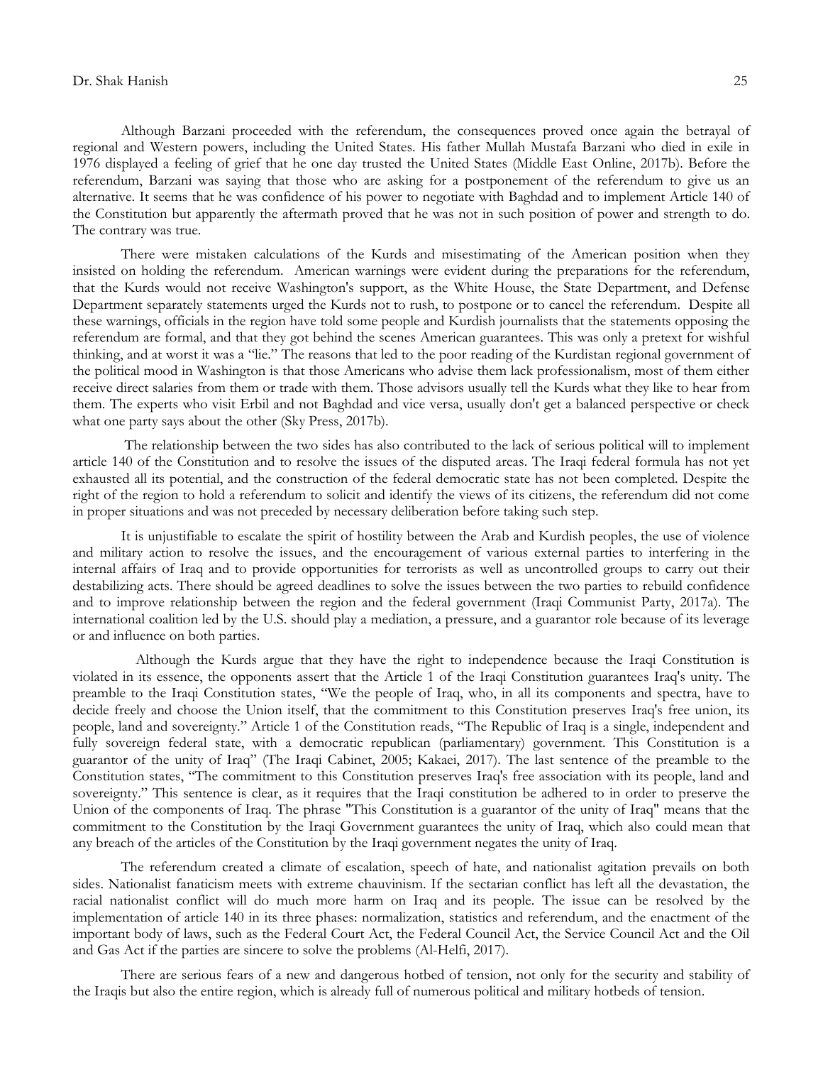Although Barzani proceeded with the referendum, the consequences proved once again the betrayal of regional and Western powers, including the United States. His father Mullah Mustafa Barzani who died in exile in 1976 displayed a feeling of grief that he one day trusted the United States (Middle East Online, 2017b). Before the referendum, Barzani was saying that those who are asking for a postponement of the referendum to give us an alternative. It seems that he was confidence of his power to negotiate with Baghdad and to implement Article 140 of the Constitution but apparently the aftermath proved that he was not in such position of power and strength to do. The contrary was true.

There were mistaken calculations of the Kurds and misestimating of the American position when they insisted on holding the referendum. American warnings were evident during the preparations for the referendum, that the Kurds would not receive Washington's support, as the White House, the State Department, and Defense Department separately statements urged the Kurds not to rush, to postpone or to cancel the referendum. Despite all these warnings, officials in the region have told some people and Kurdish journalists that the statements opposing the referendum are formal, and that they got behind the scenes American guarantees. This was only a pretext for wishful thinking, and at worst it was a "lie." The reasons that led to the poor reading of the Kurdistan regional government of the political mood in Washington is that those Americans who advise them lack professionalism, most of them either receive direct salaries from them or trade with them. Those advisors usually tell the Kurds what they like to hear from them. The experts who visit Erbil and not Baghdad and vice versa, usually don't get a balanced perspective or check what one party says about the other (Sky Press, 2017b).

The relationship between the two sides has also contributed to the lack of serious political will to implement article 140 of the Constitution and to resolve the issues of the disputed areas. The Iraqi federal formula has not yet exhausted all its potential, and the construction of the federal democratic state has not been completed. Despite the right of the region to hold a referendum to solicit and identify the views of its citizens, the referendum did not come in proper situations and was not preceded by necessary deliberation before taking such step.

It is unjustifiable to escalate the spirit of hostility between the Arab and Kurdish peoples, the use of violence and military action to resolve the issues, and the encouragement of various external parties to interfering in the internal affairs of Iraq and to provide opportunities for terrorists as well as uncontrolled groups to carry out their destabilizing acts. There should be agreed deadlines to solve the issues between the two parties to rebuild confidence and to improve relationship between the region and the federal government (Iraqi Communist Party, 2017a). The international coalition led by the U.S. should play a mediation, a pressure, and a guarantor role because of its leverage or and influence on both parties.

Although the Kurds argue that they have the right to independence because the Iraqi Constitution is violated in its essence, the opponents assert that the Article 1 of the Iraqi Constitution guarantees Iraq's unity. The preamble to the Iraqi Constitution states, "We the people of Iraq, who, in all its components and spectra, have to decide freely and choose the Union itself, that the commitment to this Constitution preserves Iraq's free union, its people, land and sovereignty." Article 1 of the Constitution reads, "The Republic of Iraq is a single, independent and fully sovereign federal state, with a democratic republican (parliamentary) government. This Constitution is a guarantor of the unity of Iraq" (The Iraqi Cabinet, 2005; Kakaei, 2017). The last sentence of the preamble to the Constitution states, "The commitment to this Constitution preserves Iraq's free association with its people, land and sovereignty." This sentence is clear, as it requires that the Iraqi constitution be adhered to in order to preserve the Union of the components of Iraq. The phrase "This Constitution is a guarantor of the unity of Iraq" means that the commitment to the Constitution by the Iraqi Government guarantees the unity of Iraq, which also could mean that any breach of the articles of the Constitution by the Iraqi government negates the unity of Iraq.

The referendum created a climate of escalation, speech of hate, and nationalist agitation prevails on both sides. Nationalist fanaticism meets with extreme chauvinism. If the sectarian conflict has left all the devastation, the racial nationalist conflict will do much more harm on Iraq and its people. The issue can be resolved by the implementation of article 140 in its three phases: normalization, statistics and referendum, and the enactment of the important body of laws, such as the Federal Court Act, the Federal Council Act, the Service Council Act and the Oil and Gas Act if the parties are sincere to solve the problems (Al-Helfi, 2017).

There are serious fears of a new and dangerous hotbed of tension, not only for the security and stability of the Iraqis but also the entire region, which is already full of numerous political and military hotbeds of tension.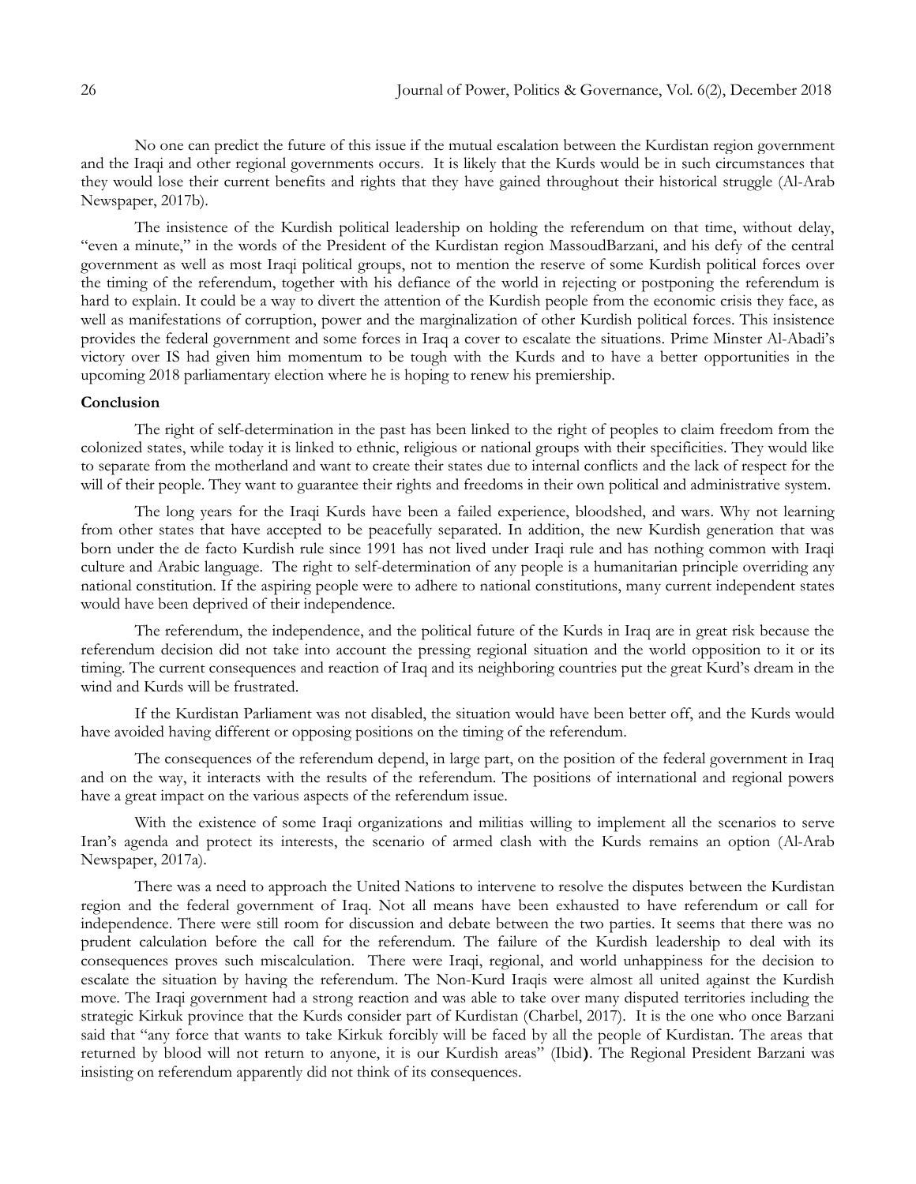No one can predict the future of this issue if the mutual escalation between the Kurdistan region government and the Iraqi and other regional governments occurs. It is likely that the Kurds would be in such circumstances that they would lose their current benefits and rights that they have gained throughout their historical struggle (Al-Arab Newspaper, 2017b).

The insistence of the Kurdish political leadership on holding the referendum on that time, without delay, "even a minute," in the words of the President of the Kurdistan region MassoudBarzani, and his defy of the central government as well as most Iraqi political groups, not to mention the reserve of some Kurdish political forces over the timing of the referendum, together with his defiance of the world in rejecting or postponing the referendum is hard to explain. It could be a way to divert the attention of the Kurdish people from the economic crisis they face, as well as manifestations of corruption, power and the marginalization of other Kurdish political forces. This insistence provides the federal government and some forces in Iraq a cover to escalate the situations. Prime Minster Al-Abadi's victory over IS had given him momentum to be tough with the Kurds and to have a better opportunities in the upcoming 2018 parliamentary election where he is hoping to renew his premiership.

**Conclusion**

The right of self-determination in the past has been linked to the right of peoples to claim freedom from the colonized states, while today it is linked to ethnic, religious or national groups with their specificities. They would like to separate from the motherland and want to create their states due to internal conflicts and the lack of respect for the will of their people. They want to guarantee their rights and freedoms in their own political and administrative system.

The long years for the Iraqi Kurds have been a failed experience, bloodshed, and wars. Why not learning from other states that have accepted to be peacefully separated. In addition, the new Kurdish generation that was born under the de facto Kurdish rule since 1991 has not lived under Iraqi rule and has nothing common with Iraqi culture and Arabic language. The right to self-determination of any people is a humanitarian principle overriding any national constitution. If the aspiring people were to adhere to national constitutions, many current independent states would have been deprived of their independence.

The referendum, the independence, and the political future of the Kurds in Iraq are in great risk because the referendum decision did not take into account the pressing regional situation and the world opposition to it or its timing. The current consequences and reaction of Iraq and its neighboring countries put the great Kurd's dream in the wind and Kurds will be frustrated.

If the Kurdistan Parliament was not disabled, the situation would have been better off, and the Kurds would have avoided having different or opposing positions on the timing of the referendum.

The consequences of the referendum depend, in large part, on the position of the federal government in Iraq and on the way, it interacts with the results of the referendum. The positions of international and regional powers have a great impact on the various aspects of the referendum issue.

With the existence of some Iraqi organizations and militias willing to implement all the scenarios to serve Iran's agenda and protect its interests, the scenario of armed clash with the Kurds remains an option (Al-Arab Newspaper, 2017a).

There was a need to approach the United Nations to intervene to resolve the disputes between the Kurdistan region and the federal government of Iraq. Not all means have been exhausted to have referendum or call for independence. There were still room for discussion and debate between the two parties. It seems that there was no prudent calculation before the call for the referendum. The failure of the Kurdish leadership to deal with its consequences proves such miscalculation. There were Iraqi, regional, and world unhappiness for the decision to escalate the situation by having the referendum. The Non-Kurd Iraqis were almost all united against the Kurdish move. The Iraqi government had a strong reaction and was able to take over many disputed territories including the strategic Kirkuk province that the Kurds consider part of Kurdistan (Charbel, 2017). It is the one who once Barzani said that "any force that wants to take Kirkuk forcibly will be faced by all the people of Kurdistan. The areas that returned by blood will not return to anyone, it is our Kurdish areas" (Ibid**)**. The Regional President Barzani was insisting on referendum apparently did not think of its consequences.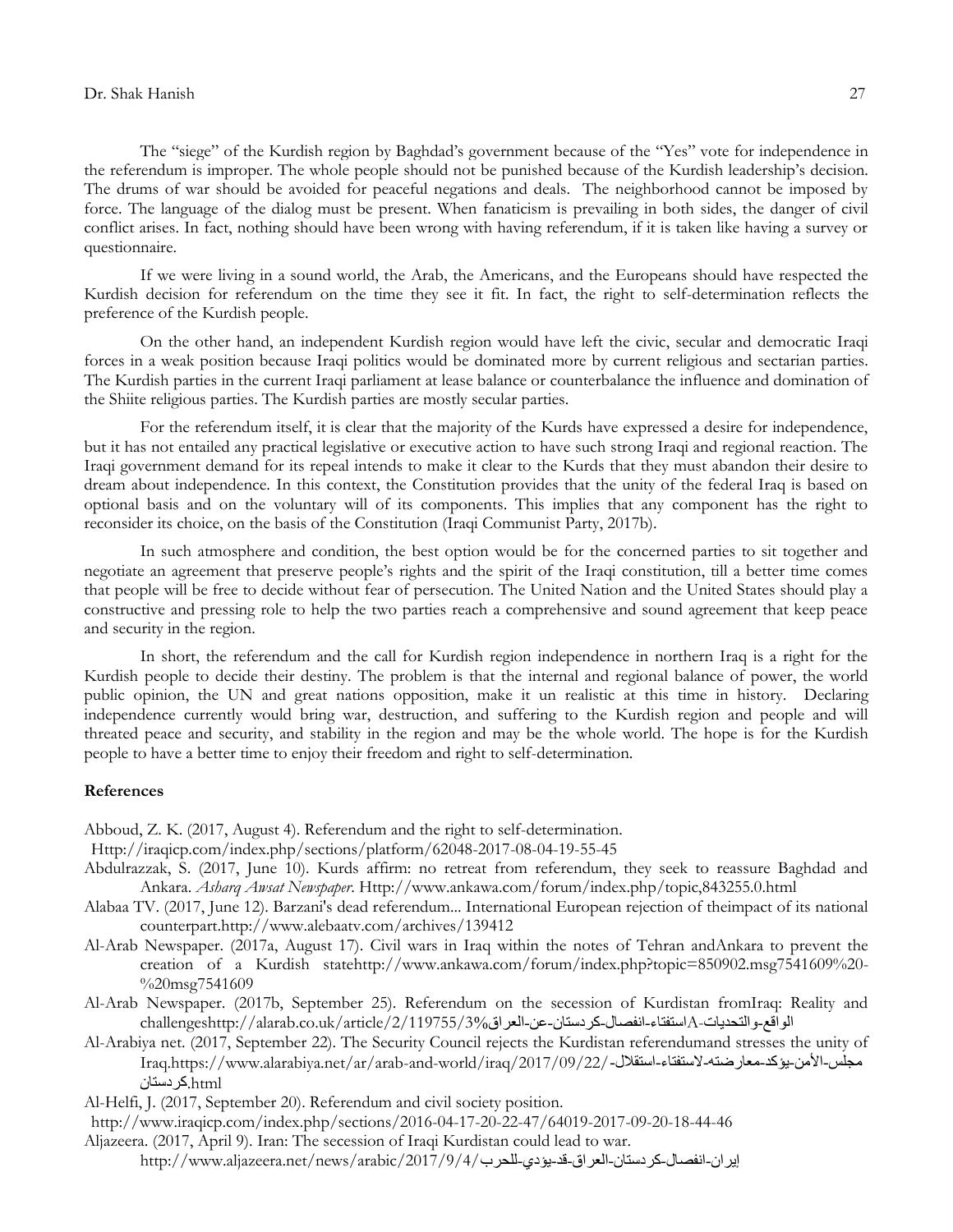The "siege" of the Kurdish region by Baghdad's government because of the "Yes" vote for independence in the referendum is improper. The whole people should not be punished because of the Kurdish leadership's decision. The drums of war should be avoided for peaceful negations and deals. The neighborhood cannot be imposed by force. The language of the dialog must be present. When fanaticism is prevailing in both sides, the danger of civil conflict arises. In fact, nothing should have been wrong with having referendum, if it is taken like having a survey or questionnaire.

If we were living in a sound world, the Arab, the Americans, and the Europeans should have respected the Kurdish decision for referendum on the time they see it fit. In fact, the right to self-determination reflects the preference of the Kurdish people.

On the other hand, an independent Kurdish region would have left the civic, secular and democratic Iraqi forces in a weak position because Iraqi politics would be dominated more by current religious and sectarian parties. The Kurdish parties in the current Iraqi parliament at lease balance or counterbalance the influence and domination of the Shiite religious parties. The Kurdish parties are mostly secular parties.

For the referendum itself, it is clear that the majority of the Kurds have expressed a desire for independence, but it has not entailed any practical legislative or executive action to have such strong Iraqi and regional reaction. The Iraqi government demand for its repeal intends to make it clear to the Kurds that they must abandon their desire to dream about independence. In this context, the Constitution provides that the unity of the federal Iraq is based on optional basis and on the voluntary will of its components. This implies that any component has the right to reconsider its choice, on the basis of the Constitution (Iraqi Communist Party, 2017b).

In such atmosphere and condition, the best option would be for the concerned parties to sit together and negotiate an agreement that preserve people's rights and the spirit of the Iraqi constitution, till a better time comes that people will be free to decide without fear of persecution. The United Nation and the United States should play a constructive and pressing role to help the two parties reach a comprehensive and sound agreement that keep peace and security in the region.

In short, the referendum and the call for Kurdish region independence in northern Iraq is a right for the Kurdish people to decide their destiny. The problem is that the internal and regional balance of power, the world public opinion, the UN and great nations opposition, make it un realistic at this time in history. Declaring independence currently would bring war, destruction, and suffering to the Kurdish region and people and will threated peace and security, and stability in the region and may be the whole world. The hope is for the Kurdish people to have a better time to enjoy their freedom and right to self-determination.

## References

Abboud, Z. K. (2017, August 4). Referendum and the right to self-determination. Http://iraqicp.com/index.php/sections/platform/62048-2017-08-04-19-55-45

Abdulrazzak, S. (2017, June 10). Kurds affirm: no retreat from referendum, they seek to reassure Baghdad and Ankara. *Asharq Awsat Newspaper*. Http://www.ankawa.com/forum/index.php/topic,843255.0.html

Alabaa TV. (2017, June 12). Barzani's dead referendum... International European rejection of theimpact of its national counterpart.http://www.alebaatv.com/archives/139412

Al-Arab Newspaper. (2017a, August 17). Civil wars in Iraq within the notes of Tehran andAnkara to prevent the creation of a Kurdish statehttp://www.ankawa.com/forum/index.php?topic=850902.msg7541609%20-%20msg7541609

Al-Arab Newspaper. (2017b, September 25). Referendum on the secession of Kurdistan fromIraq: Reality and challengeshttp://alarab.co.uk/article/2/119755/3%استفتاء-انفصال-كردستان-عن-العراق-A-الواقع-والتحديات

Al-Arabiya net. (2017, September 22). The Security Council rejects the Kurdistan referendumand stresses the unity of Iraq.https://www.alarabiya.net/ar/arab-and-world/iraq/2017/09/22/-مجلس-الأمن-يؤكد-معارضته-لاستفتاء-استقلال-كردستان.html

Al-Helfi, J. (2017, September 20). Referendum and civil society position. http://www.iraqicp.com/index.php/sections/2016-04-17-20-22-47/64019-2017-09-20-18-44-46

Aljazeera. (2017, April 9). Iran: The secession of Iraqi Kurdistan could lead to war. http://www.aljazeera.net/news/arabic/2017/9/4/إيران-انفصال-كردستان-العراق-قد-يؤدي-للحرب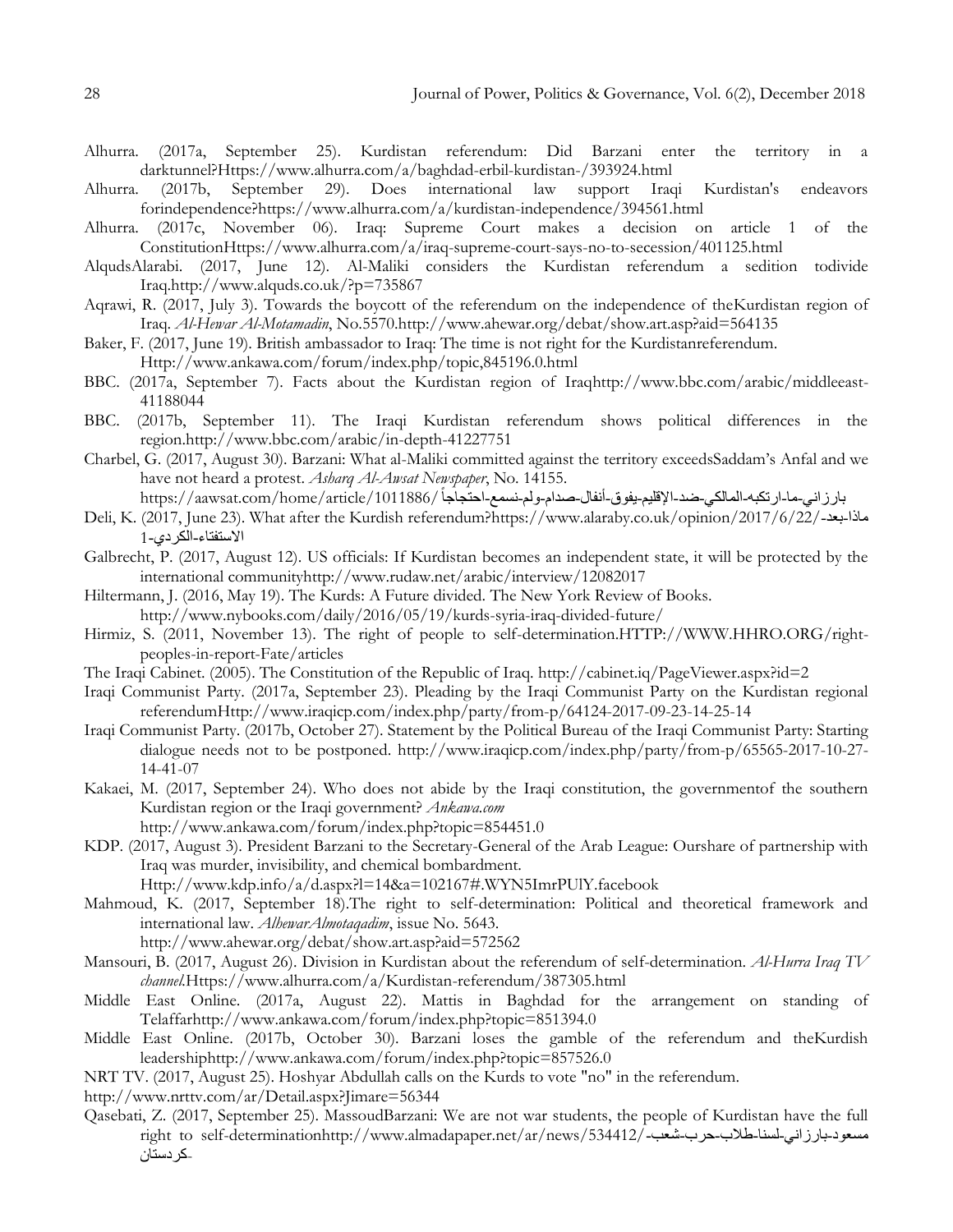Alhurra. (2017a, September 25). Kurdistan referendum: Did Barzani enter the territory in a darktunnel?Https://www.alhurra.com/a/baghdad-erbil-kurdistan-/393924.html

Alhurra. (2017b, September 29). Does international law support Iraqi Kurdistan's endeavors forindependence?https://www.alhurra.com/a/kurdistan-independence/394561.html

Alhurra. (2017c, November 06). Iraq: Supreme Court makes a decision on article 1 of the ConstitutionHttps://www.alhurra.com/a/iraq-supreme-court-says-no-to-secession/401125.html

AlqudsAlarabi. (2017, June 12). Al-Maliki considers the Kurdistan referendum a sedition todivide Iraq.http://www.alquds.co.uk/?p=735867

Aqrawi, R. (2017, July 3). Towards the boycott of the referendum on the independence of theKurdistan region of Iraq. *Al-Hewar Al-Motamadin*, No.5570.http://www.ahewar.org/debat/show.art.asp?aid=564135

Baker, F. (2017, June 19). British ambassador to Iraq: The time is not right for the Kurdistanreferendum. Http://www.ankawa.com/forum/index.php/topic,845196.0.html

BBC. (2017a, September 7). Facts about the Kurdistan region of Iraqhttp://www.bbc.com/arabic/middleeast-41188044

BBC. (2017b, September 11). The Iraqi Kurdistan referendum shows political differences in the region.http://www.bbc.com/arabic/in-depth-41227751

Charbel, G. (2017, August 30). Barzani: What al-Maliki committed against the territory exceedsSaddam's Anfal and we have not heard a protest. *Asharq Al-Awsat Newspaper*, No. 14155. https://aawsat.com/home/article/1011886/بارزاني-ما-ارتكبه-المالكي-ضد-الإقليم-يفوق-أنفال-صدام-ولم-نسمع-احتجاجاً

Deli, K. (2017, June 23). What after the Kurdish referendum?https://www.alaraby.co.uk/opinion/2017/6/22/ماذا-بعد-الاستفتاء-الكردي-1

Galbrecht, P. (2017, August 12). US officials: If Kurdistan becomes an independent state, it will be protected by the international communityhttp://www.rudaw.net/arabic/interview/12082017

Hiltermann, J. (2016, May 19). The Kurds: A Future divided. The New York Review of Books. http://www.nybooks.com/daily/2016/05/19/kurds-syria-iraq-divided-future/

Hirmiz, S. (2011, November 13). The right of people to self-determination.HTTP://WWW.HHRO.ORG/right-peoples-in-report-Fate/articles

The Iraqi Cabinet. (2005). The Constitution of the Republic of Iraq. http://cabinet.iq/PageViewer.aspx?id=2

Iraqi Communist Party. (2017a, September 23). Pleading by the Iraqi Communist Party on the Kurdistan regional referendumHttp://www.iraqicp.com/index.php/party/from-p/64124-2017-09-23-14-25-14

Iraqi Communist Party. (2017b, October 27). Statement by the Political Bureau of the Iraqi Communist Party: Starting dialogue needs not to be postponed. http://www.iraqicp.com/index.php/party/from-p/65565-2017-10-27-14-41-07

Kakaei, M. (2017, September 24). Who does not abide by the Iraqi constitution, the governmentof the southern Kurdistan region or the Iraqi government? *Ankawa.com* http://www.ankawa.com/forum/index.php?topic=854451.0

KDP. (2017, August 3). President Barzani to the Secretary-General of the Arab League: Ourshare of partnership with Iraq was murder, invisibility, and chemical bombardment. Http://www.kdp.info/a/d.aspx?l=14&a=102167#.WYN5ImrPUlY.facebook

Mahmoud, K. (2017, September 18).The right to self-determination: Political and theoretical framework and international law. *AlhewarAlmotaqadim*, issue No. 5643. http://www.ahewar.org/debat/show.art.asp?aid=572562

Mansouri, B. (2017, August 26). Division in Kurdistan about the referendum of self-determination. *Al-Hurra Iraq TV channel*.Https://www.alhurra.com/a/Kurdistan-referendum/387305.html

Middle East Online. (2017a, August 22). Mattis in Baghdad for the arrangement on standing of Telaffarhttp://www.ankawa.com/forum/index.php?topic=851394.0

Middle East Online. (2017b, October 30). Barzani loses the gamble of the referendum and theKurdish leadershiphttp://www.ankawa.com/forum/index.php?topic=857526.0

NRT TV. (2017, August 25). Hoshyar Abdullah calls on the Kurds to vote "no" in the referendum. http://www.nrttv.com/ar/Detail.aspx?Jimare=56344

Qasebati, Z. (2017, September 25). MassoudBarzani: We are not war students, the people of Kurdistan have the full right to self-determinationhttp://www.almadapaper.net/ar/news/534412/مسعود-بارزاني-لسنا-طلاب-حرب-شعب-كردستان-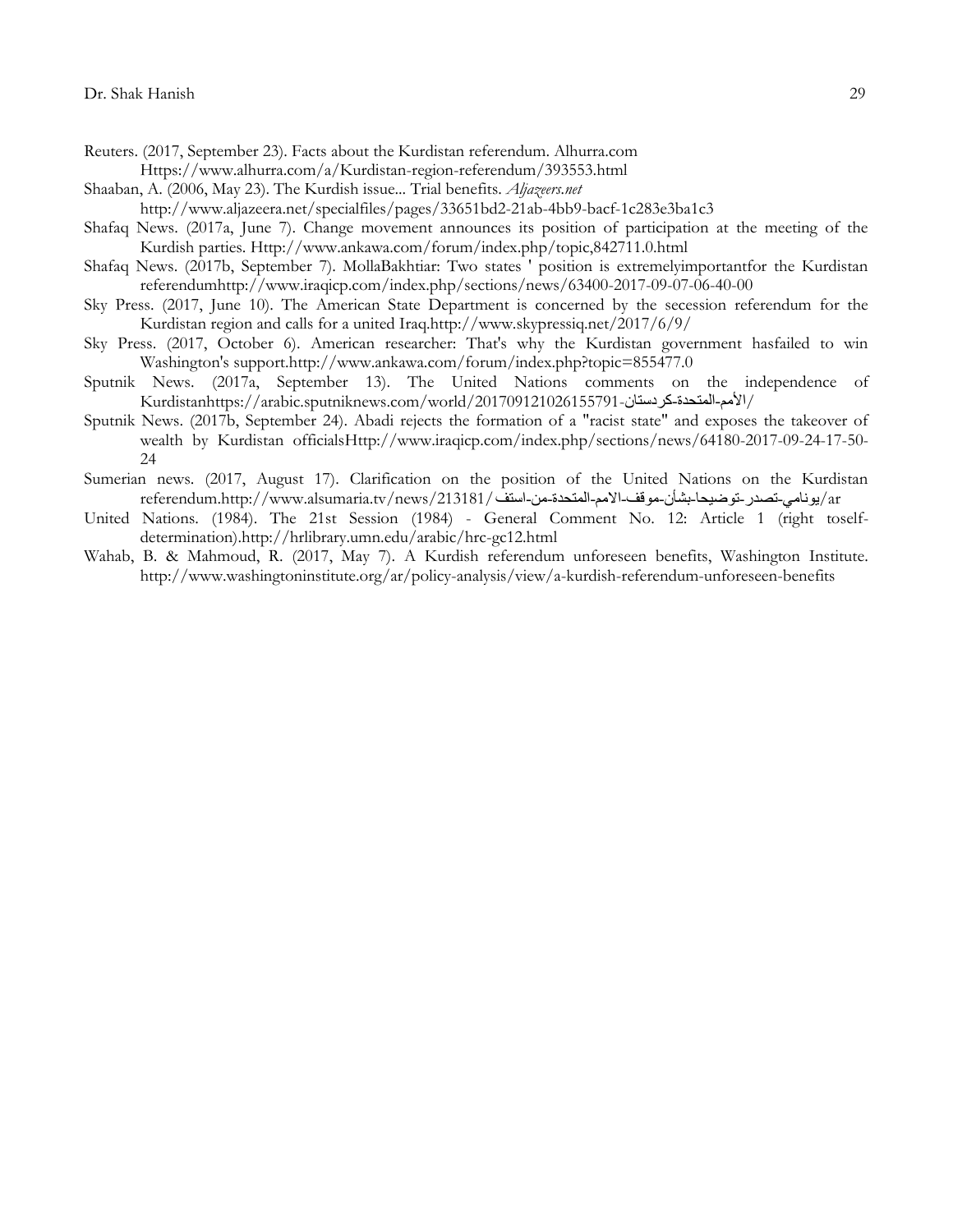Reuters. (2017, September 23). Facts about the Kurdistan referendum. Alhurra.com Https://www.alhurra.com/a/Kurdistan-region-referendum/393553.html

Shaaban, A. (2006, May 23). The Kurdish issue... Trial benefits. *Aljazeers.net* http://www.aljazeera.net/specialfiles/pages/33651bd2-21ab-4bb9-bacf-1c283e3ba1c3

Shafaq News. (2017a, June 7). Change movement announces its position of participation at the meeting of the Kurdish parties. Http://www.ankawa.com/forum/index.php/topic,842711.0.html

Shafaq News. (2017b, September 7). MollaBakhtiar: Two states ' position is extremelyimportantfor the Kurdistan referendumhttp://www.iraqicp.com/index.php/sections/news/63400-2017-09-07-06-40-00

Sky Press. (2017, June 10). The American State Department is concerned by the secession referendum for the Kurdistan region and calls for a united Iraq.http://www.skypressiq.net/2017/6/9/

Sky Press. (2017, October 6). American researcher: That's why the Kurdistan government hasfailed to win Washington's support.http://www.ankawa.com/forum/index.php?topic=855477.0

Sputnik News. (2017a, September 13). The United Nations comments on the independence of Kurdistanhttps://arabic.sputniknews.com/world/201709121026155791-الأمم-المتحدة-كردستان/

Sputnik News. (2017b, September 24). Abadi rejects the formation of a "racist state" and exposes the takeover of wealth by Kurdistan officialsHttp://www.iraqicp.com/index.php/sections/news/64180-2017-09-24-17-50-24

Sumerian news. (2017, August 17). Clarification on the position of the United Nations on the Kurdistan referendum.http://www.alsumaria.tv/news/213181/استف-من-المتحدة-الامم-موقف-بشأن-توضيحا-تصدر-يونامي/ar

United Nations. (1984). The 21st Session (1984) - General Comment No. 12: Article 1 (right toself-determination).http://hrlibrary.umn.edu/arabic/hrc-gc12.html

Wahab, B. & Mahmoud, R. (2017, May 7). A Kurdish referendum unforeseen benefits, Washington Institute. http://www.washingtoninstitute.org/ar/policy-analysis/view/a-kurdish-referendum-unforeseen-benefits